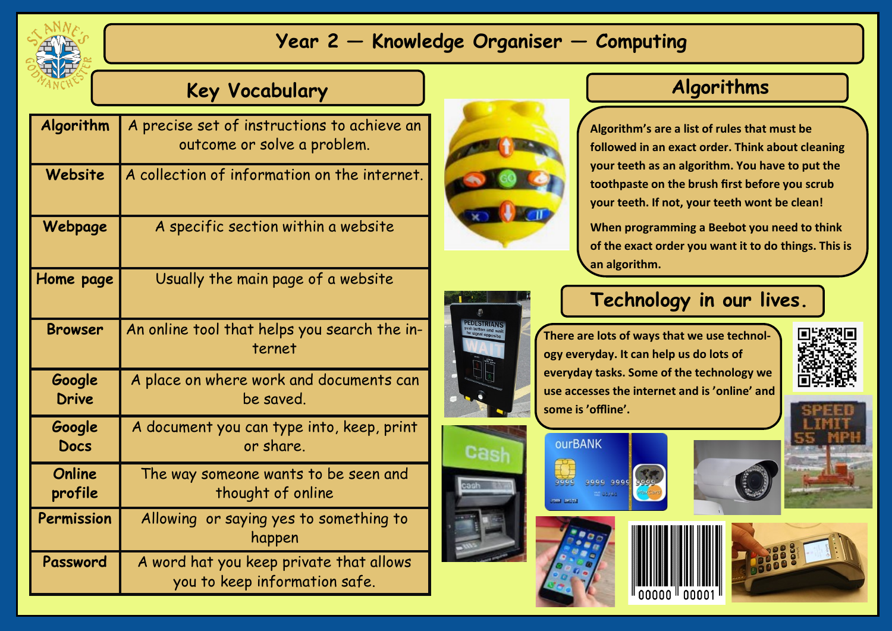# Year 2 — Knowledge Organiser — Computing

## Key Vocabulary

| | |
|---|---|
| Algorithm | A precise set of instructions to achieve an outcome or solve a problem. |
| Website | A collection of information on the internet. |
| Webpage | A specific section within a website |
| Home page | Usually the main page of a website |
| Browser | An online tool that helps you search the internet |
| Google Drive | A place on where work and documents can be saved. |
| Google Docs | A document you can type into, keep, print or share. |
| Online profile | The way someone wants to be seen and thought of online |
| Permission | Allowing or saying yes to something to happen |
| Password | A word hat you keep private that allows you to keep information safe. |

## Algorithms

**Algorithm's are a list of rules that must be followed in an exact order. Think about cleaning your teeth as an algorithm. You have to put the toothpaste on the brush first before you scrub your teeth. If not, your teeth wont be clean!**

**When programming a Beebot you need to think of the exact order you want it to do things. This is an algorithm.**

## Technology in our lives.

**There are lots of ways that we use technology everyday. It can help us do lots of everyday tasks. Some of the technology we use accesses the internet and is 'online' and some is 'offline'.**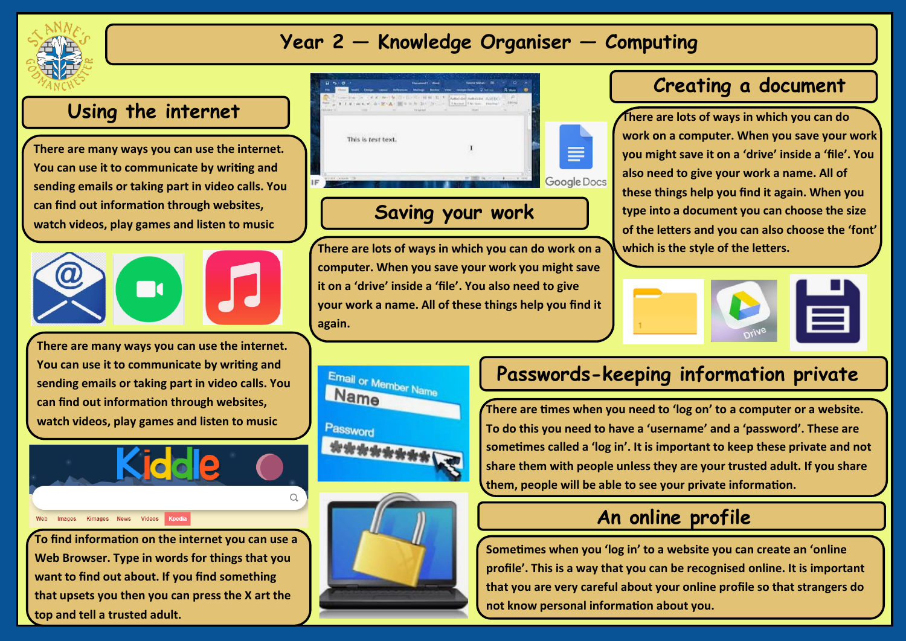# Year 2 — Knowledge Organiser — Computing

## Using the internet

There are many ways you can use the internet. You can use it to communicate by writing and sending emails or taking part in video calls. You can find out information through websites, watch videos, play games and listen to music

There are many ways you can use the internet. You can use it to communicate by writing and sending emails or taking part in video calls. You can find out information through websites, watch videos, play games and listen to music

To find information on the internet you can use a Web Browser. Type in words for things that you want to find out about. If you find something that upsets you then you can press the X art the top and tell a trusted adult.

## Saving your work

There are lots of ways in which you can do work on a computer. When you save your work you might save it on a 'drive' inside a 'file'. You also need to give your work a name. All of these things help you find it again.

## Creating a document

There are lots of ways in which you can do work on a computer. When you save your work you might save it on a 'drive' inside a 'file'. You also need to give your work a name. All of these things help you find it again. When you type into a document you can choose the size of the letters and you can also choose the 'font' which is the style of the letters.

## Passwords-keeping information private

There are times when you need to 'log on' to a computer or a website. To do this you need to have a 'username' and a 'password'. These are sometimes called a 'log in'. It is important to keep these private and not share them with people unless they are your trusted adult. If you share them, people will be able to see your private information.

## An online profile

Sometimes when you 'log in' to a website you can create an 'online profile'. This is a way that you can be recognised online. It is important that you are very careful about your online profile so that strangers do not know personal information about you.